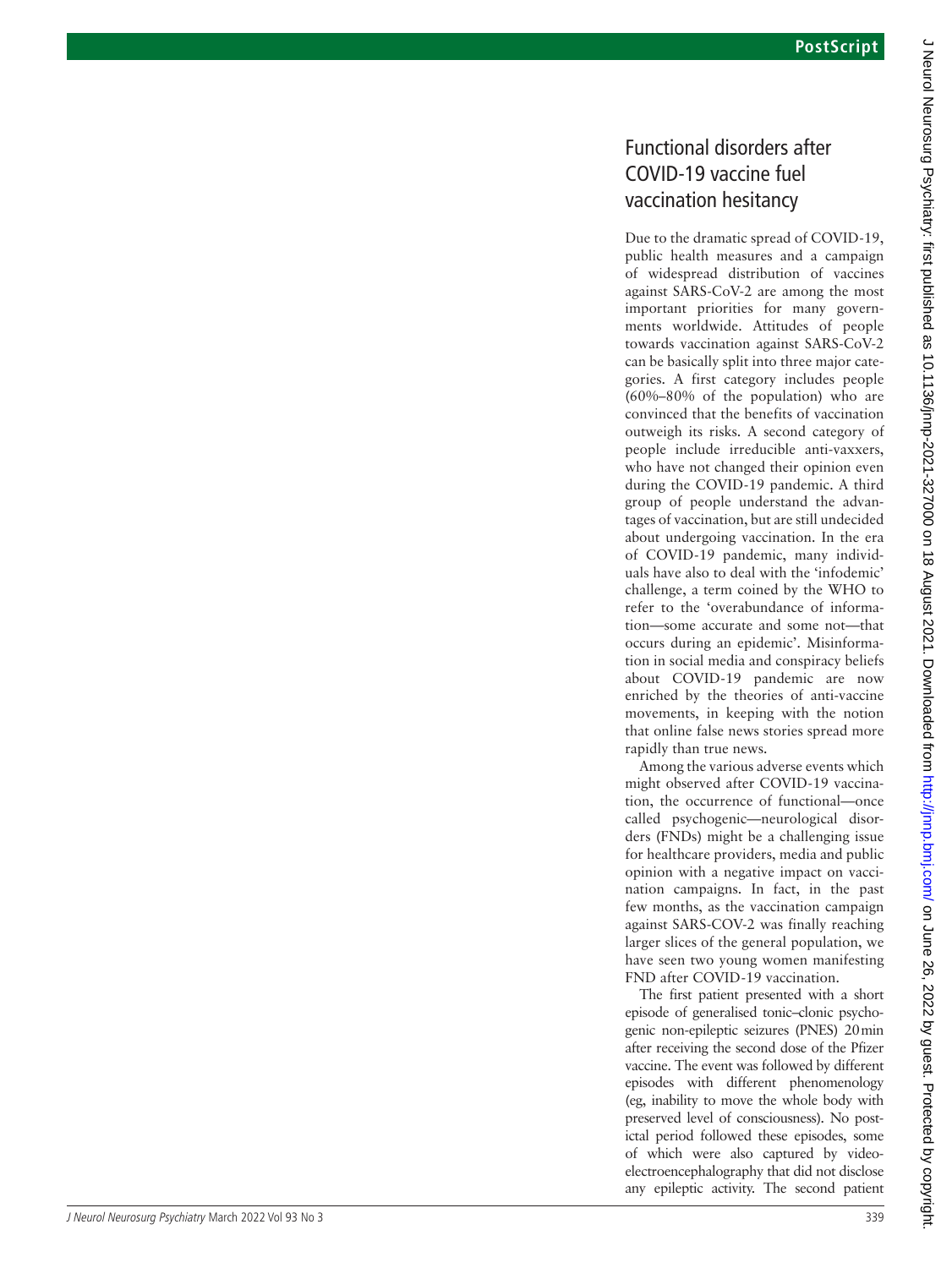# Functional disorders after COVID-19 vaccine fuel vaccination hesitancy

Due to the dramatic spread of COVID-19, public health measures and a campaign of widespread distribution of vaccines against SARS-CoV-2 are among the most important priorities for many governments worldwide. Attitudes of people towards vaccination against SARS-CoV-2 can be basically split into three major categories. A first category includes people (60%–80% of the population) who are convinced that the benefits of vaccination outweigh its risks. A second category of people include irreducible anti-vaxxers, who have not changed their opinion even during the COVID-19 pandemic. A third group of people understand the advantages of vaccination, but are still undecided about undergoing vaccination. In the era of COVID-19 pandemic, many individuals have also to deal with the 'infodemic' challenge, a term coined by the WHO to refer to the 'overabundance of information—some accurate and some not—that occurs during an epidemic'. Misinformation in social media and conspiracy beliefs about COVID-19 pandemic are now enriched by the theories of anti-vaccine movements, in keeping with the notion that online false news stories spread more rapidly than true news.

Among the various adverse events which might observed after COVID-19 vaccination, the occurrence of functional—once called psychogenic—neurological disorders (FNDs) might be a challenging issue for healthcare providers, media and public opinion with a negative impact on vaccination campaigns. In fact, in the past few months, as the vaccination campaign against SARS-COV-2 was finally reaching larger slices of the general population, we have seen two young women manifesting FND after COVID-19 vaccination.

The first patient presented with a short episode of generalised tonic–clonic psychogenic non-epileptic seizures (PNES) 20 min after receiving the second dose of the Pfizer vaccine. The event was followed by different episodes with different phenomenology (eg, inability to move the whole body with preserved level of consciousness). No postictal period followed these episodes, some of which were also captured by video-electroencephalography that did not disclose any epileptic activity. The second patient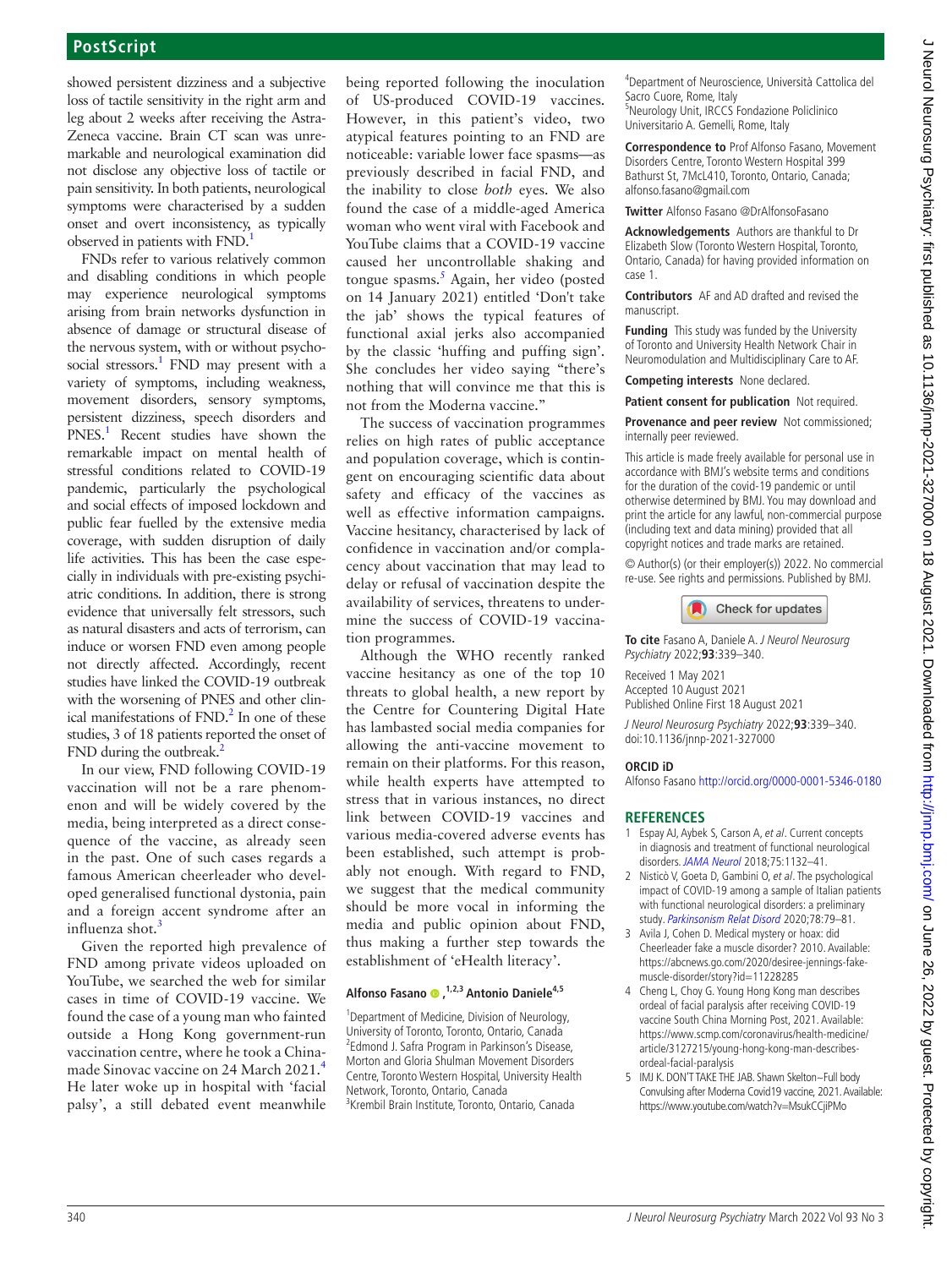showed persistent dizziness and a subjective loss of tactile sensitivity in the right arm and leg about 2 weeks after receiving the AstraZeneca vaccine. Brain CT scan was unremarkable and neurological examination did not disclose any objective loss of tactile or pain sensitivity. In both patients, neurological symptoms were characterised by a sudden onset and overt inconsistency, as typically observed in patients with FND.[1]

FNDs refer to various relatively common and disabling conditions in which people may experience neurological symptoms arising from brain networks dysfunction in absence of damage or structural disease of the nervous system, with or without psychosocial stressors.[1] FND may present with a variety of symptoms, including weakness, movement disorders, sensory symptoms, persistent dizziness, speech disorders and PNES.[1] Recent studies have shown the remarkable impact on mental health of stressful conditions related to COVID-19 pandemic, particularly the psychological and social effects of imposed lockdown and public fear fuelled by the extensive media coverage, with sudden disruption of daily life activities. This has been the case especially in individuals with pre-existing psychiatric conditions. In addition, there is strong evidence that universally felt stressors, such as natural disasters and acts of terrorism, can induce or worsen FND even among people not directly affected. Accordingly, recent studies have linked the COVID-19 outbreak with the worsening of PNES and other clinical manifestations of FND.[2] In one of these studies, 3 of 18 patients reported the onset of FND during the outbreak.[2]

In our view, FND following COVID-19 vaccination will not be a rare phenomenon and will be widely covered by the media, being interpreted as a direct consequence of the vaccine, as already seen in the past. One of such cases regards a famous American cheerleader who developed generalised functional dystonia, pain and a foreign accent syndrome after an influenza shot.[3]

Given the reported high prevalence of FND among private videos uploaded on YouTube, we searched the web for similar cases in time of COVID-19 vaccine. We found the case of a young man who fainted outside a Hong Kong government-run vaccination centre, where he took a China-made Sinovac vaccine on 24 March 2021.[4] He later woke up in hospital with 'facial palsy', a still debated event meanwhile being reported following the inoculation of US-produced COVID-19 vaccines. However, in this patient's video, two atypical features pointing to an FND are noticeable: variable lower face spasms—as previously described in facial FND, and the inability to close *both* eyes. We also found the case of a middle-aged America woman who went viral with Facebook and YouTube claims that a COVID-19 vaccine caused her uncontrollable shaking and tongue spasms.[5] Again, her video (posted on 14 January 2021) entitled 'Don't take the jab' shows the typical features of functional axial jerks also accompanied by the classic 'huffing and puffing sign'. She concludes her video saying "there's nothing that will convince me that this is not from the Moderna vaccine."

The success of vaccination programmes relies on high rates of public acceptance and population coverage, which is contingent on encouraging scientific data about safety and efficacy of the vaccines as well as effective information campaigns. Vaccine hesitancy, characterised by lack of confidence in vaccination and/or complacency about vaccination that may lead to delay or refusal of vaccination despite the availability of services, threatens to undermine the success of COVID-19 vaccination programmes.

Although the WHO recently ranked vaccine hesitancy as one of the top 10 threats to global health, a new report by the Centre for Countering Digital Hate has lambasted social media companies for allowing the anti-vaccine movement to remain on their platforms. For this reason, while health experts have attempted to stress that in various instances, no direct link between COVID-19 vaccines and various media-covered adverse events has been established, such attempt is probably not enough. With regard to FND, we suggest that the medical community should be more vocal in informing the media and public opinion about FND, thus making a further step towards the establishment of 'eHealth literacy'.

**Alfonso Fasano**[1,2,3] **Antonio Daniele**[4,5]

[1]Department of Medicine, Division of Neurology, University of Toronto, Toronto, Ontario, Canada
[2]Edmond J. Safra Program in Parkinson's Disease, Morton and Gloria Shulman Movement Disorders Centre, Toronto Western Hospital, University Health Network, Toronto, Ontario, Canada
[3]Krembil Brain Institute, Toronto, Ontario, Canada
[4]Department of Neuroscience, Università Cattolica del Sacro Cuore, Rome, Italy
[5]Neurology Unit, IRCCS Fondazione Policlinico Universitario A. Gemelli, Rome, Italy

**Correspondence to** Prof Alfonso Fasano, Movement Disorders Centre, Toronto Western Hospital 399 Bathurst St, 7McL410, Toronto, Ontario, Canada; alfonso.fasano@gmail.com

**Twitter** Alfonso Fasano @DrAlfonsoFasano

**Acknowledgements** Authors are thankful to Dr Elizabeth Slow (Toronto Western Hospital, Toronto, Ontario, Canada) for having provided information on case 1.

**Contributors** AF and AD drafted and revised the manuscript.

**Funding** This study was funded by the University of Toronto and University Health Network Chair in Neuromodulation and Multidisciplinary Care to AF.

**Competing interests** None declared.

**Patient consent for publication** Not required.

**Provenance and peer review** Not commissioned; internally peer reviewed.

This article is made freely available for personal use in accordance with BMJ's website terms and conditions for the duration of the covid-19 pandemic or until otherwise determined by BMJ. You may download and print the article for any lawful, non-commercial purpose (including text and data mining) provided that all copyright notices and trade marks are retained.

© Author(s) (or their employer(s)) 2022. No commercial re-use. See rights and permissions. Published by BMJ.

**To cite** Fasano A, Daniele A. *J Neurol Neurosurg Psychiatry* 2022;**93**:339–340.

Received 1 May 2021
Accepted 10 August 2021
Published Online First 18 August 2021

*J Neurol Neurosurg Psychiatry* 2022;**93**:339–340.
doi:10.1136/jnnp-2021-327000

**ORCID iD**

Alfonso Fasano http://orcid.org/0000-0001-5346-0180

## REFERENCES

1. Espay AJ, Aybek S, Carson A, *et al*. Current concepts in diagnosis and treatment of functional neurological disorders. *JAMA Neurol* 2018;75:1132–41.
2. Nisticò V, Goeta D, Gambini O, *et al*. The psychological impact of COVID-19 among a sample of Italian patients with functional neurological disorders: a preliminary study. *Parkinsonism Relat Disord* 2020;78:79–81.
3. Avila J, Cohen D. Medical mystery or hoax: did Cheerleader fake a muscle disorder? 2010. Available: https://abcnews.go.com/2020/desiree-jennings-fake-muscle-disorder/story?id=11228285
4. Cheng L, Choy G. Young Hong Kong man describes ordeal of facial paralysis after receiving COVID-19 vaccine South China Morning Post, 2021. Available: https://www.scmp.com/coronavirus/health-medicine/article/3127215/young-hong-kong-man-describes-ordeal-facial-paralysis
5. IMJ K. DON'T TAKE THE JAB. Shawn Skelton~Full body Convulsing after Moderna Covid19 vaccine, 2021. Available: https://www.youtube.com/watch?v=MsukCCjiPMo